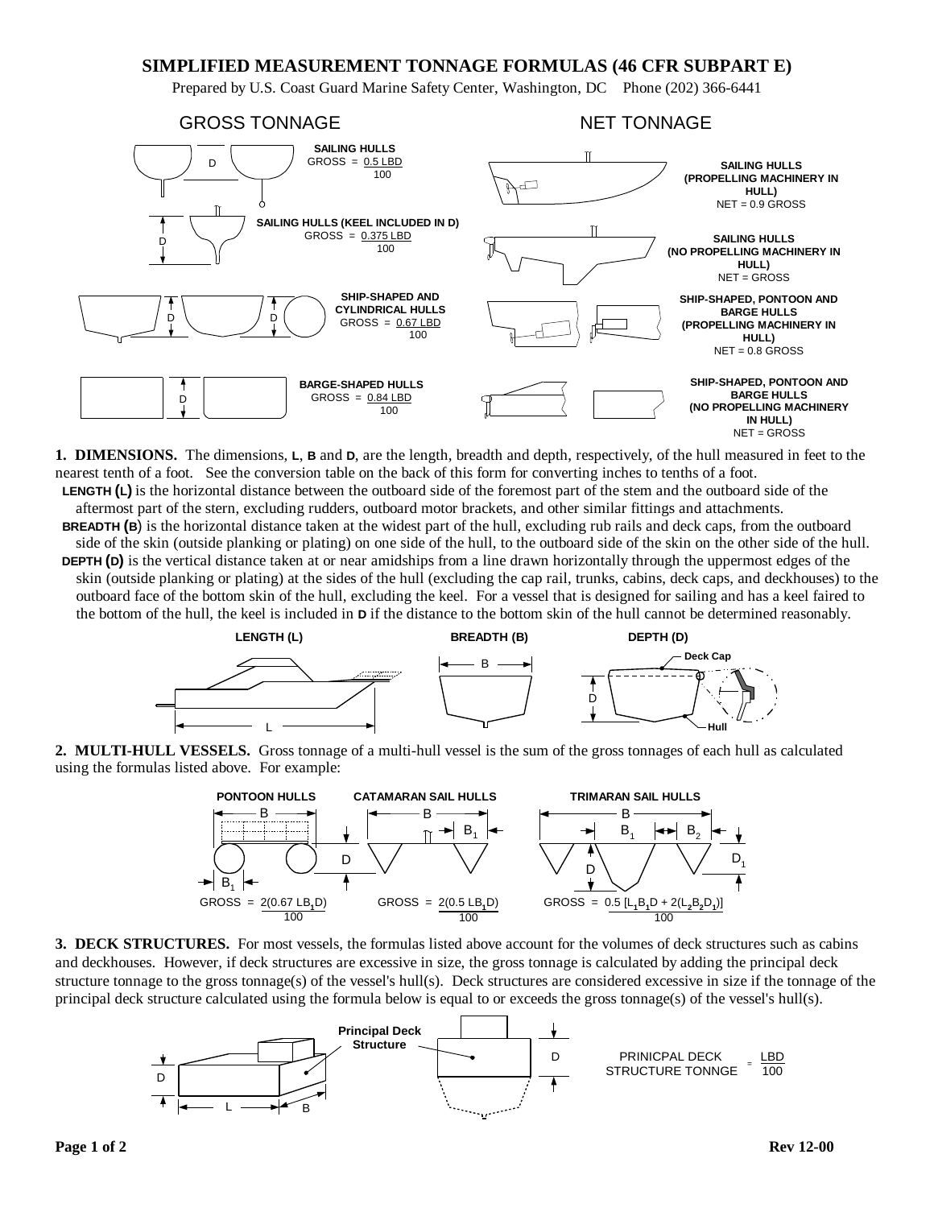# SIMPLIFIED MEASUREMENT TONNAGE FORMULAS (46 CFR SUBPART E)

Prepared by U.S. Coast Guard Marine Safety Center, Washington, DC Phone (202) 366-6441

## GROSS TONNAGE

**SAILING HULLS**
GROSS = $\frac{0.5\ LBD}{100}$

**SAILING HULLS (KEEL INCLUDED IN D)**
GROSS = $\frac{0.375\ LBD}{100}$

**SHIP-SHAPED AND CYLINDRICAL HULLS**
GROSS = $\frac{0.67\ LBD}{100}$

**BARGE-SHAPED HULLS**
GROSS = $\frac{0.84\ LBD}{100}$

## NET TONNAGE

**SAILING HULLS (PROPELLING MACHINERY IN HULL)**
NET = 0.9 GROSS

**SAILING HULLS (NO PROPELLING MACHINERY IN HULL)**
NET = GROSS

**SHIP-SHAPED, PONTOON AND BARGE HULLS (PROPELLING MACHINERY IN HULL)**
NET = 0.8 GROSS

**SHIP-SHAPED, PONTOON AND BARGE HULLS (NO PROPELLING MACHINERY IN HULL)**
NET = GROSS

**1. DIMENSIONS.** The dimensions, **L**, **B** and **D**, are the length, breadth and depth, respectively, of the hull measured in feet to the nearest tenth of a foot. See the conversion table on the back of this form for converting inches to tenths of a foot.

**LENGTH (L)** is the horizontal distance between the outboard side of the foremost part of the stem and the outboard side of the aftermost part of the stern, excluding rudders, outboard motor brackets, and other similar fittings and attachments.

**BREADTH (B)** is the horizontal distance taken at the widest part of the hull, excluding rub rails and deck caps, from the outboard side of the skin (outside planking or plating) on one side of the hull, to the outboard side of the skin on the other side of the hull.

**DEPTH (D)** is the vertical distance taken at or near amidships from a line drawn horizontally through the uppermost edges of the skin (outside planking or plating) at the sides of the hull (excluding the cap rail, trunks, cabins, deck caps, and deckhouses) to the outboard face of the bottom skin of the hull, excluding the keel. For a vessel that is designed for sailing and has a keel faired to the bottom of the hull, the keel is included in **D** if the distance to the bottom skin of the hull cannot be determined reasonably.

**2. MULTI-HULL VESSELS.** Gross tonnage of a multi-hull vessel is the sum of the gross tonnages of each hull as calculated using the formulas listed above. For example:

**PONTOON HULLS**
GROSS = $\frac{2(0.67\ LB_1D)}{100}$

**CATAMARAN SAIL HULLS**
GROSS = $\frac{2(0.5\ LB_1D)}{100}$

**TRIMARAN SAIL HULLS**
GROSS = $\frac{0.5\ [L_1B_1D + 2(L_2B_2D_1)]}{100}$

**3. DECK STRUCTURES.** For most vessels, the formulas listed above account for the volumes of deck structures such as cabins and deckhouses. However, if deck structures are excessive in size, the gross tonnage is calculated by adding the principal deck structure tonnage to the gross tonnage(s) of the vessel's hull(s). Deck structures are considered excessive in size if the tonnage of the principal deck structure calculated using the formula below is equal to or exceeds the gross tonnage(s) of the vessel's hull(s).

PRINICPAL DECK STRUCTURE TONNGE = $\frac{LBD}{100}$

Rev 12-00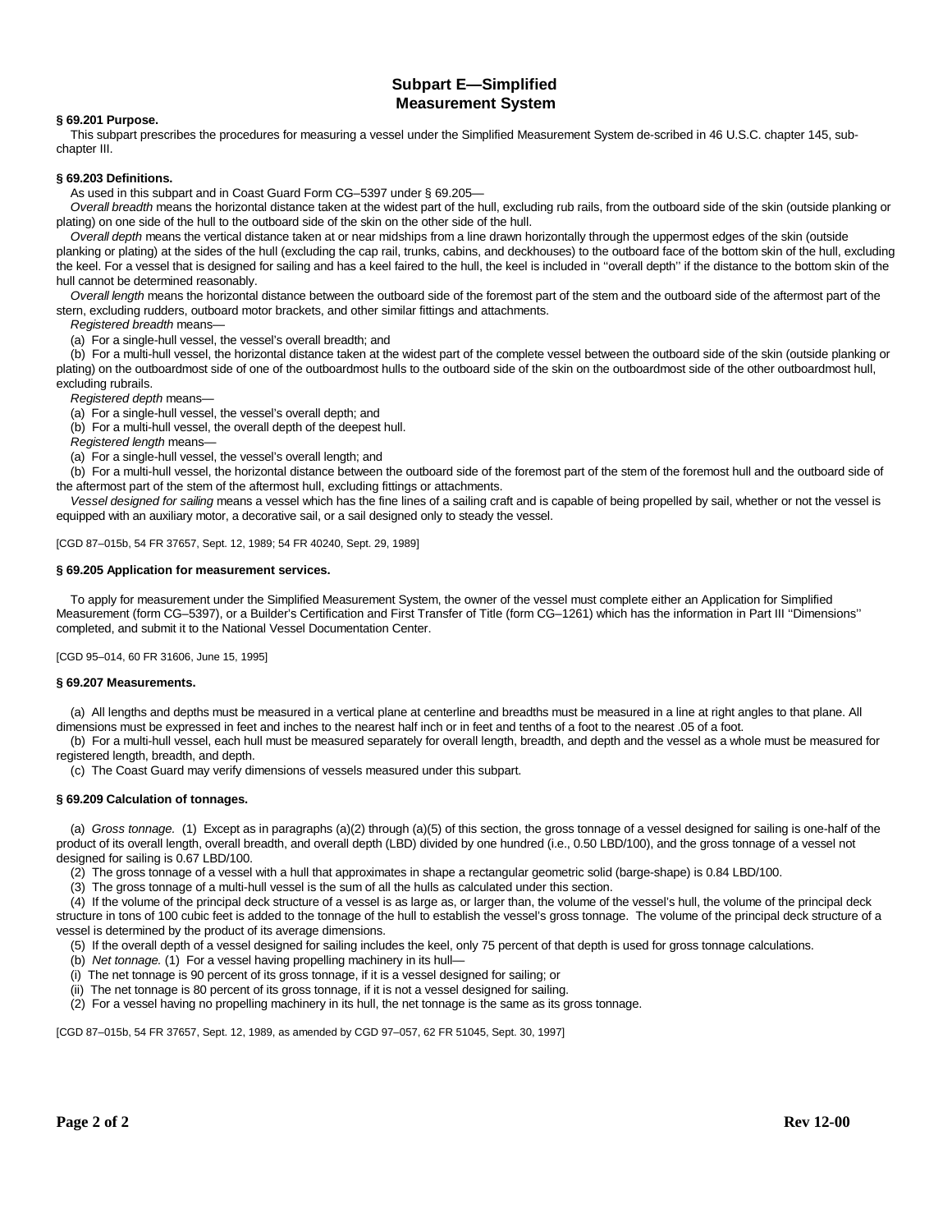## Subpart E—Simplified Measurement System

### § 69.201 Purpose.

This subpart prescribes the procedures for measuring a vessel under the Simplified Measurement System de-scribed in 46 U.S.C. chapter 145, sub-chapter III.

### § 69.203 Definitions.

As used in this subpart and in Coast Guard Form CG–5397 under § 69.205—

*Overall breadth* means the horizontal distance taken at the widest part of the hull, excluding rub rails, from the outboard side of the skin (outside planking or plating) on one side of the hull to the outboard side of the skin on the other side of the hull.

*Overall depth* means the vertical distance taken at or near midships from a line drawn horizontally through the uppermost edges of the skin (outside planking or plating) at the sides of the hull (excluding the cap rail, trunks, cabins, and deckhouses) to the outboard face of the bottom skin of the hull, excluding the keel. For a vessel that is designed for sailing and has a keel faired to the hull, the keel is included in ''overall depth'' if the distance to the bottom skin of the hull cannot be determined reasonably.

*Overall length* means the horizontal distance between the outboard side of the foremost part of the stem and the outboard side of the aftermost part of the stern, excluding rudders, outboard motor brackets, and other similar fittings and attachments.

*Registered breadth* means—

(a) For a single-hull vessel, the vessel's overall breadth; and

(b) For a multi-hull vessel, the horizontal distance taken at the widest part of the complete vessel between the outboard side of the skin (outside planking or plating) on the outboardmost side of one of the outboardmost hulls to the outboard side of the skin on the outboardmost side of the other outboardmost hull, excluding rubrails.

*Registered depth* means—

(a) For a single-hull vessel, the vessel's overall depth; and

(b) For a multi-hull vessel, the overall depth of the deepest hull.

*Registered length* means—

(a) For a single-hull vessel, the vessel's overall length; and

(b) For a multi-hull vessel, the horizontal distance between the outboard side of the foremost part of the stem of the foremost hull and the outboard side of the aftermost part of the stem of the aftermost hull, excluding fittings or attachments.

*Vessel designed for sailing* means a vessel which has the fine lines of a sailing craft and is capable of being propelled by sail, whether or not the vessel is equipped with an auxiliary motor, a decorative sail, or a sail designed only to steady the vessel.

[CGD 87–015b, 54 FR 37657, Sept. 12, 1989; 54 FR 40240, Sept. 29, 1989]

### § 69.205 Application for measurement services.

To apply for measurement under the Simplified Measurement System, the owner of the vessel must complete either an Application for Simplified Measurement (form CG–5397), or a Builder's Certification and First Transfer of Title (form CG–1261) which has the information in Part III ''Dimensions'' completed, and submit it to the National Vessel Documentation Center.

[CGD 95–014, 60 FR 31606, June 15, 1995]

### § 69.207 Measurements.

(a) All lengths and depths must be measured in a vertical plane at centerline and breadths must be measured in a line at right angles to that plane. All dimensions must be expressed in feet and inches to the nearest half inch or in feet and tenths of a foot to the nearest .05 of a foot.

(b) For a multi-hull vessel, each hull must be measured separately for overall length, breadth, and depth and the vessel as a whole must be measured for registered length, breadth, and depth.

(c) The Coast Guard may verify dimensions of vessels measured under this subpart.

### § 69.209 Calculation of tonnages.

(a) *Gross tonnage.* (1) Except as in paragraphs (a)(2) through (a)(5) of this section, the gross tonnage of a vessel designed for sailing is one-half of the product of its overall length, overall breadth, and overall depth (LBD) divided by one hundred (i.e., 0.50 LBD/100), and the gross tonnage of a vessel not designed for sailing is 0.67 LBD/100.

(2) The gross tonnage of a vessel with a hull that approximates in shape a rectangular geometric solid (barge-shape) is 0.84 LBD/100.

(3) The gross tonnage of a multi-hull vessel is the sum of all the hulls as calculated under this section.

(4) If the volume of the principal deck structure of a vessel is as large as, or larger than, the volume of the vessel's hull, the volume of the principal deck structure in tons of 100 cubic feet is added to the tonnage of the hull to establish the vessel's gross tonnage. The volume of the principal deck structure of a vessel is determined by the product of its average dimensions.

(5) If the overall depth of a vessel designed for sailing includes the keel, only 75 percent of that depth is used for gross tonnage calculations.

(b) *Net tonnage.* (1) For a vessel having propelling machinery in its hull—

(i) The net tonnage is 90 percent of its gross tonnage, if it is a vessel designed for sailing; or

(ii) The net tonnage is 80 percent of its gross tonnage, if it is not a vessel designed for sailing.

(2) For a vessel having no propelling machinery in its hull, the net tonnage is the same as its gross tonnage.

[CGD 87–015b, 54 FR 37657, Sept. 12, 1989, as amended by CGD 97–057, 62 FR 51045, Sept. 30, 1997]

Rev 12-00